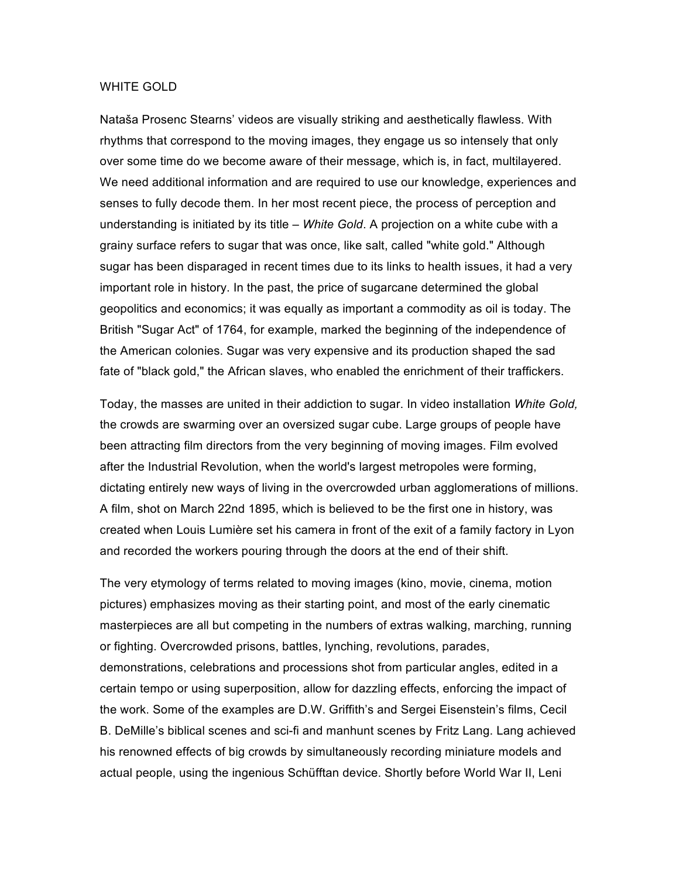# WHITE GOLD

Nataša Prosenc Stearns' videos are visually striking and aesthetically flawless. With rhythms that correspond to the moving images, they engage us so intensely that only over some time do we become aware of their message, which is, in fact, multilayered. We need additional information and are required to use our knowledge, experiences and senses to fully decode them. In her most recent piece, the process of perception and understanding is initiated by its title – *White Gold*. A projection on a white cube with a grainy surface refers to sugar that was once, like salt, called "white gold." Although sugar has been disparaged in recent times due to its links to health issues, it had a very important role in history. In the past, the price of sugarcane determined the global geopolitics and economics; it was equally as important a commodity as oil is today. The British "Sugar Act" of 1764, for example, marked the beginning of the independence of the American colonies. Sugar was very expensive and its production shaped the sad fate of "black gold," the African slaves, who enabled the enrichment of their traffickers.

Today, the masses are united in their addiction to sugar. In video installation *White Gold,* the crowds are swarming over an oversized sugar cube. Large groups of people have been attracting film directors from the very beginning of moving images. Film evolved after the Industrial Revolution, when the world's largest metropoles were forming, dictating entirely new ways of living in the overcrowded urban agglomerations of millions. A film, shot on March 22nd 1895, which is believed to be the first one in history, was created when Louis Lumière set his camera in front of the exit of a family factory in Lyon and recorded the workers pouring through the doors at the end of their shift.

The very etymology of terms related to moving images (kino, movie, cinema, motion pictures) emphasizes moving as their starting point, and most of the early cinematic masterpieces are all but competing in the numbers of extras walking, marching, running or fighting. Overcrowded prisons, battles, lynching, revolutions, parades, demonstrations, celebrations and processions shot from particular angles, edited in a certain tempo or using superposition, allow for dazzling effects, enforcing the impact of the work. Some of the examples are D.W. Griffith's and Sergei Eisenstein's films, Cecil B. DeMille's biblical scenes and sci-fi and manhunt scenes by Fritz Lang. Lang achieved his renowned effects of big crowds by simultaneously recording miniature models and actual people, using the ingenious Schüfftan device. Shortly before World War II, Leni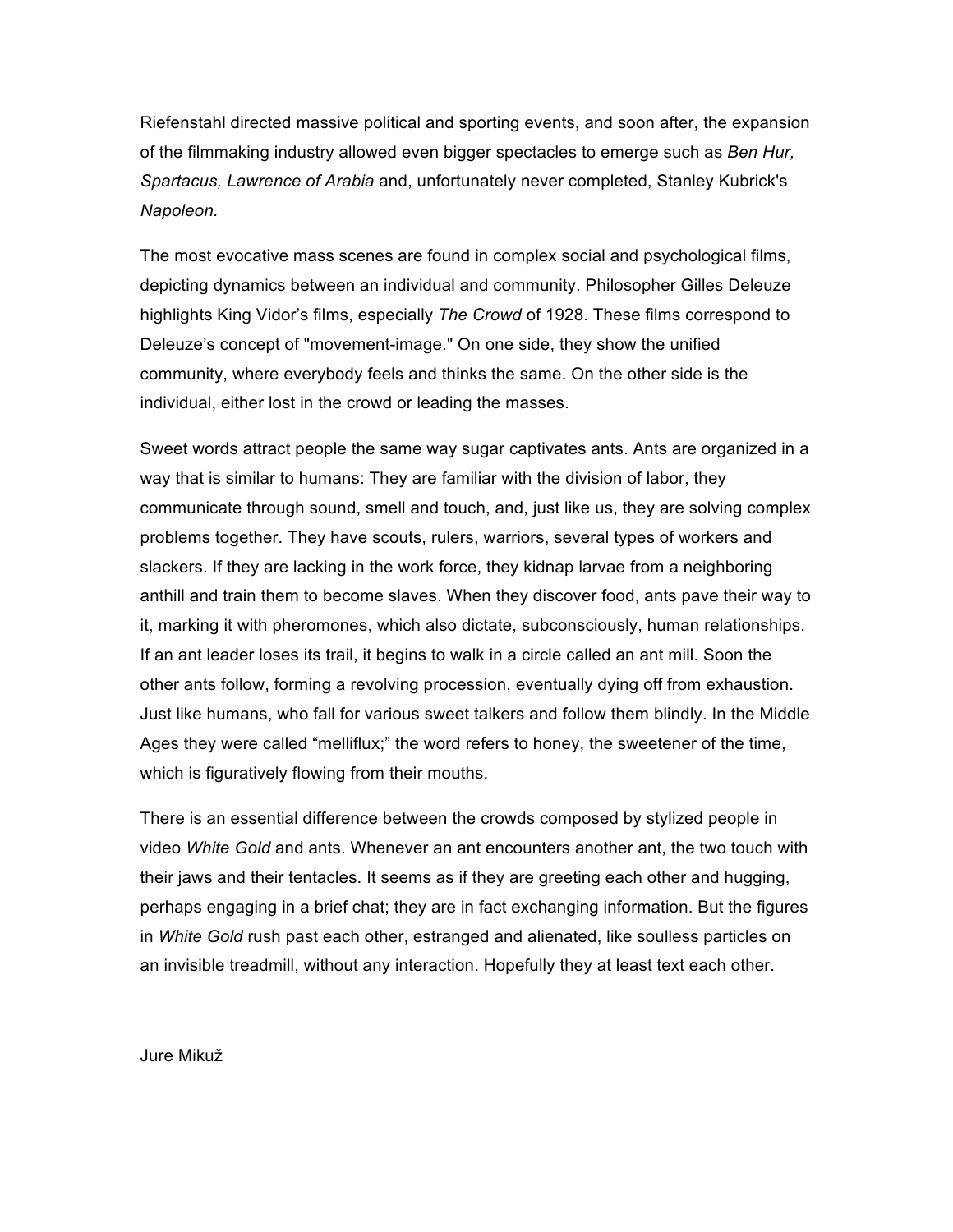Riefenstahl directed massive political and sporting events, and soon after, the expansion of the filmmaking industry allowed even bigger spectacles to emerge such as *Ben Hur, Spartacus, Lawrence of Arabia* and, unfortunately never completed, Stanley Kubrick's *Napoleon.*

The most evocative mass scenes are found in complex social and psychological films, depicting dynamics between an individual and community. Philosopher Gilles Deleuze highlights King Vidor's films, especially *The Crowd* of 1928. These films correspond to Deleuze's concept of "movement-image." On one side, they show the unified community, where everybody feels and thinks the same. On the other side is the individual, either lost in the crowd or leading the masses.

Sweet words attract people the same way sugar captivates ants. Ants are organized in a way that is similar to humans: They are familiar with the division of labor, they communicate through sound, smell and touch, and, just like us, they are solving complex problems together. They have scouts, rulers, warriors, several types of workers and slackers. If they are lacking in the work force, they kidnap larvae from a neighboring anthill and train them to become slaves. When they discover food, ants pave their way to it, marking it with pheromones, which also dictate, subconsciously, human relationships. If an ant leader loses its trail, it begins to walk in a circle called an ant mill. Soon the other ants follow, forming a revolving procession, eventually dying off from exhaustion. Just like humans, who fall for various sweet talkers and follow them blindly. In the Middle Ages they were called "melliflux;" the word refers to honey, the sweetener of the time, which is figuratively flowing from their mouths.

There is an essential difference between the crowds composed by stylized people in video *White Gold* and ants. Whenever an ant encounters another ant, the two touch with their jaws and their tentacles. It seems as if they are greeting each other and hugging, perhaps engaging in a brief chat; they are in fact exchanging information. But the figures in *White Gold* rush past each other, estranged and alienated, like soulless particles on an invisible treadmill, without any interaction. Hopefully they at least text each other.

Jure Mikuž